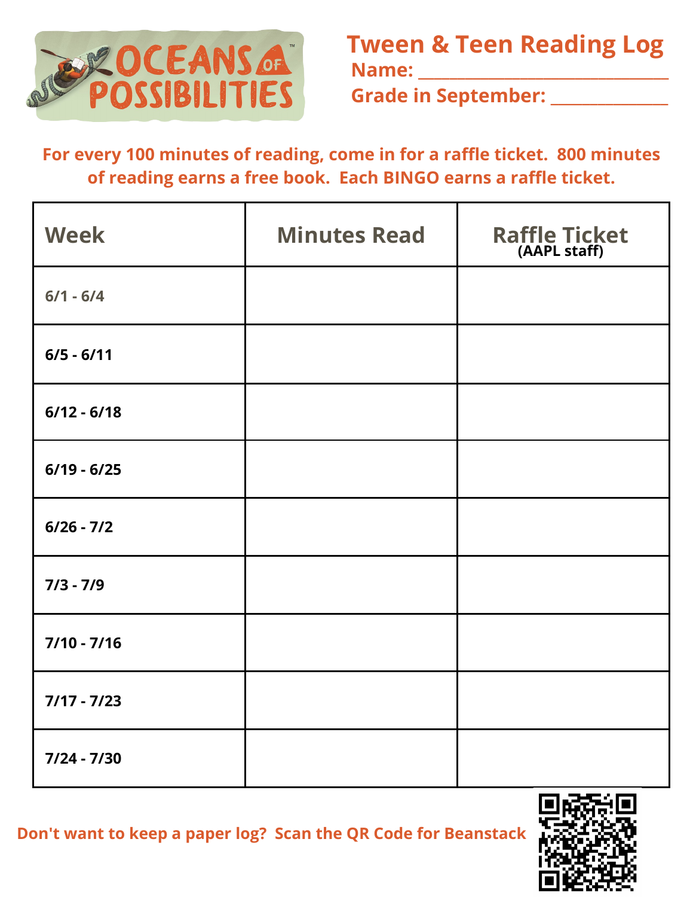OCEANS OF POSSIBILITIES

# Tween & Teen Reading Log

Name: ______________________________

Grade in September: ______________

**For every 100 minutes of reading, come in for a raffle ticket. 800 minutes of reading earns a free book. Each BINGO earns a raffle ticket.**

| Week | Minutes Read | Raffle Ticket (AAPL staff) |
|---|---|---|
| 6/1 - 6/4 | | |
| 6/5 - 6/11 | | |
| 6/12 - 6/18 | | |
| 6/19 - 6/25 | | |
| 6/26 - 7/2 | | |
| 7/3 - 7/9 | | |
| 7/10 - 7/16 | | |
| 7/17 - 7/23 | | |
| 7/24 - 7/30 | | |

**Don't want to keep a paper log? Scan the QR Code for Beanstack**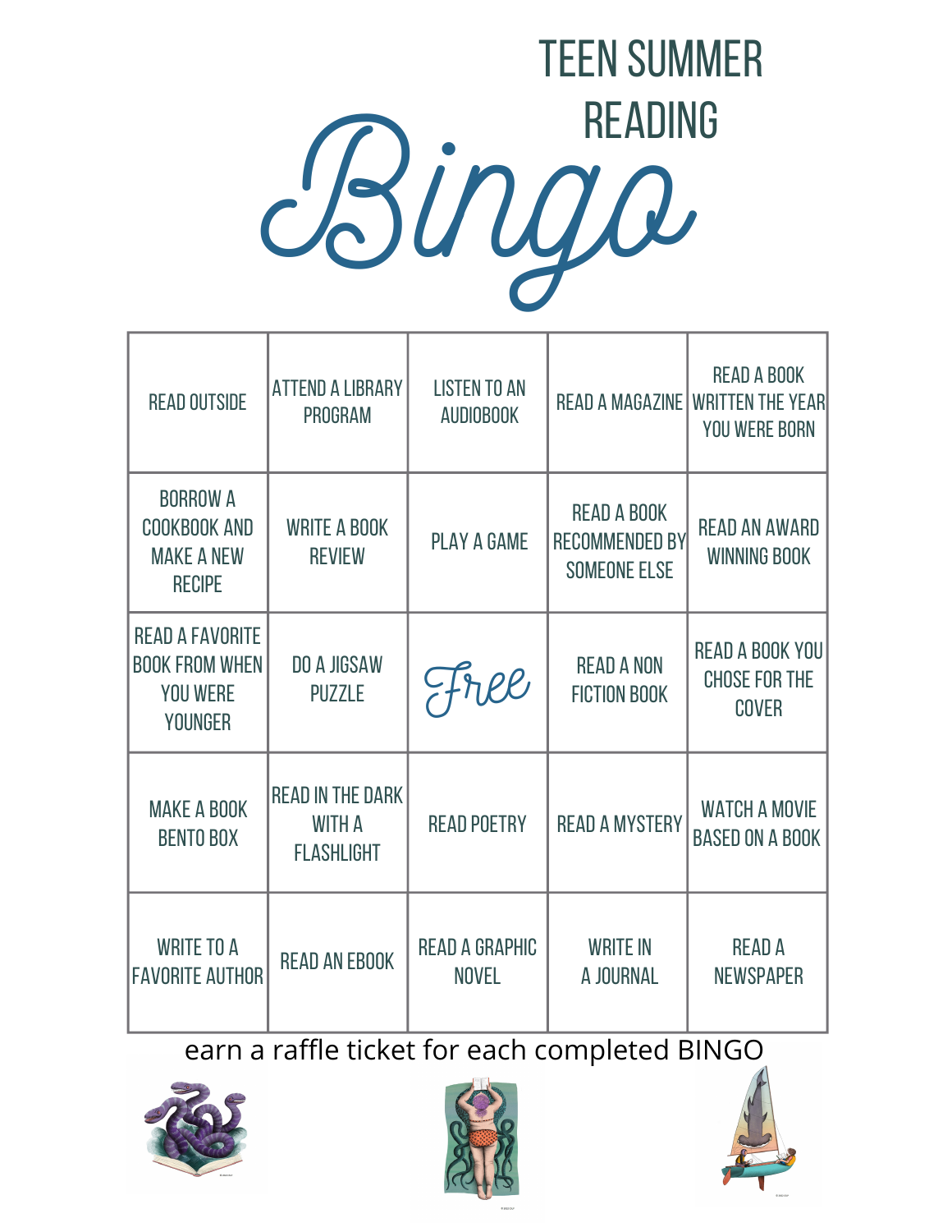# TEEN SUMMER READING

# Bingo

| | | | | |
|---|---|---|---|---|
| READ OUTSIDE | ATTEND A LIBRARY PROGRAM | LISTEN TO AN AUDIOBOOK | READ A MAGAZINE | READ A BOOK WRITTEN THE YEAR YOU WERE BORN |
| BORROW A COOKBOOK AND MAKE A NEW RECIPE | WRITE A BOOK REVIEW | PLAY A GAME | READ A BOOK RECOMMENDED BY SOMEONE ELSE | READ AN AWARD WINNING BOOK |
| READ A FAVORITE BOOK FROM WHEN YOU WERE YOUNGER | DO A JIGSAW PUZZLE | Free | READ A NON FICTION BOOK | READ A BOOK YOU CHOSE FOR THE COVER |
| MAKE A BOOK BENTO BOX | READ IN THE DARK WITH A FLASHLIGHT | READ POETRY | READ A MYSTERY | WATCH A MOVIE BASED ON A BOOK |
| WRITE TO A FAVORITE AUTHOR | READ AN EBOOK | READ A GRAPHIC NOVEL | WRITE IN A JOURNAL | READ A NEWSPAPER |

earn a raffle ticket for each completed BINGO